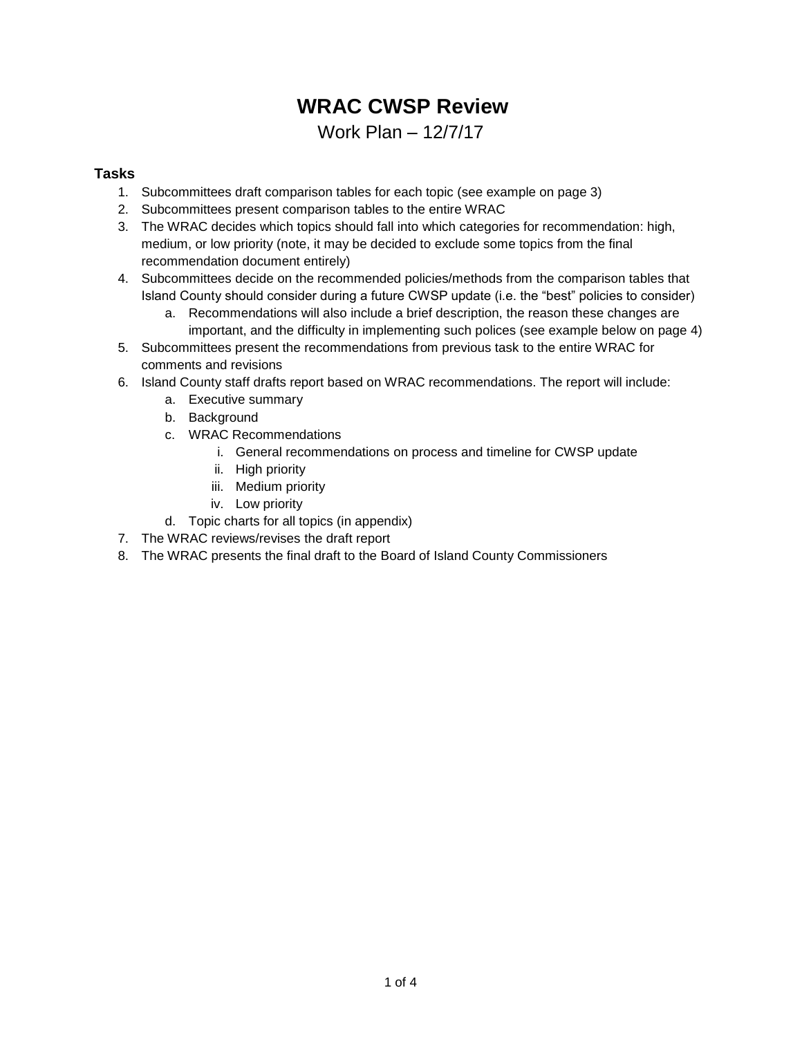# WRAC CWSP Review

Work Plan – 12/7/17

### Tasks

1. Subcommittees draft comparison tables for each topic (see example on page 3)
2. Subcommittees present comparison tables to the entire WRAC
3. The WRAC decides which topics should fall into which categories for recommendation: high, medium, or low priority (note, it may be decided to exclude some topics from the final recommendation document entirely)
4. Subcommittees decide on the recommended policies/methods from the comparison tables that Island County should consider during a future CWSP update (i.e. the "best" policies to consider)
   a. Recommendations will also include a brief description, the reason these changes are important, and the difficulty in implementing such polices (see example below on page 4)
5. Subcommittees present the recommendations from previous task to the entire WRAC for comments and revisions
6. Island County staff drafts report based on WRAC recommendations. The report will include:
   a. Executive summary
   b. Background
   c. WRAC Recommendations
      i. General recommendations on process and timeline for CWSP update
      ii. High priority
      iii. Medium priority
      iv. Low priority
   d. Topic charts for all topics (in appendix)
7. The WRAC reviews/revises the draft report
8. The WRAC presents the final draft to the Board of Island County Commissioners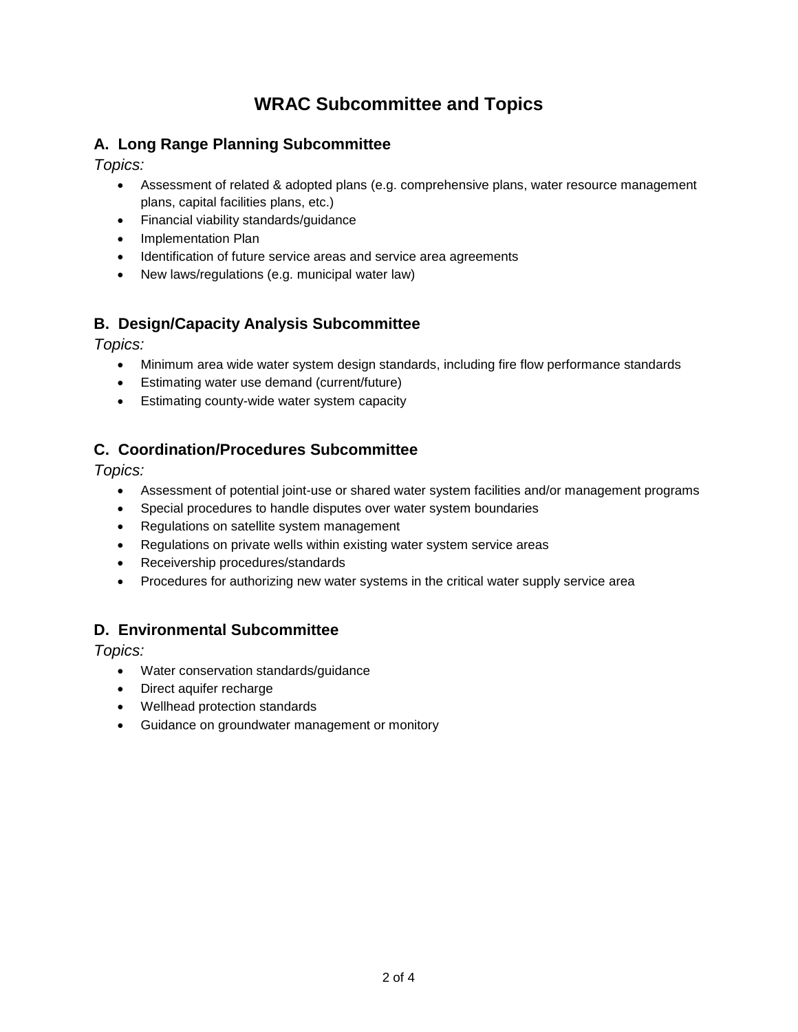# WRAC Subcommittee and Topics

## A. Long Range Planning Subcommittee

*Topics:*

- Assessment of related & adopted plans (e.g. comprehensive plans, water resource management plans, capital facilities plans, etc.)
- Financial viability standards/guidance
- Implementation Plan
- Identification of future service areas and service area agreements
- New laws/regulations (e.g. municipal water law)

## B. Design/Capacity Analysis Subcommittee

*Topics:*

- Minimum area wide water system design standards, including fire flow performance standards
- Estimating water use demand (current/future)
- Estimating county-wide water system capacity

## C. Coordination/Procedures Subcommittee

*Topics:*

- Assessment of potential joint-use or shared water system facilities and/or management programs
- Special procedures to handle disputes over water system boundaries
- Regulations on satellite system management
- Regulations on private wells within existing water system service areas
- Receivership procedures/standards
- Procedures for authorizing new water systems in the critical water supply service area

## D. Environmental Subcommittee

*Topics:*

- Water conservation standards/guidance
- Direct aquifer recharge
- Wellhead protection standards
- Guidance on groundwater management or monitory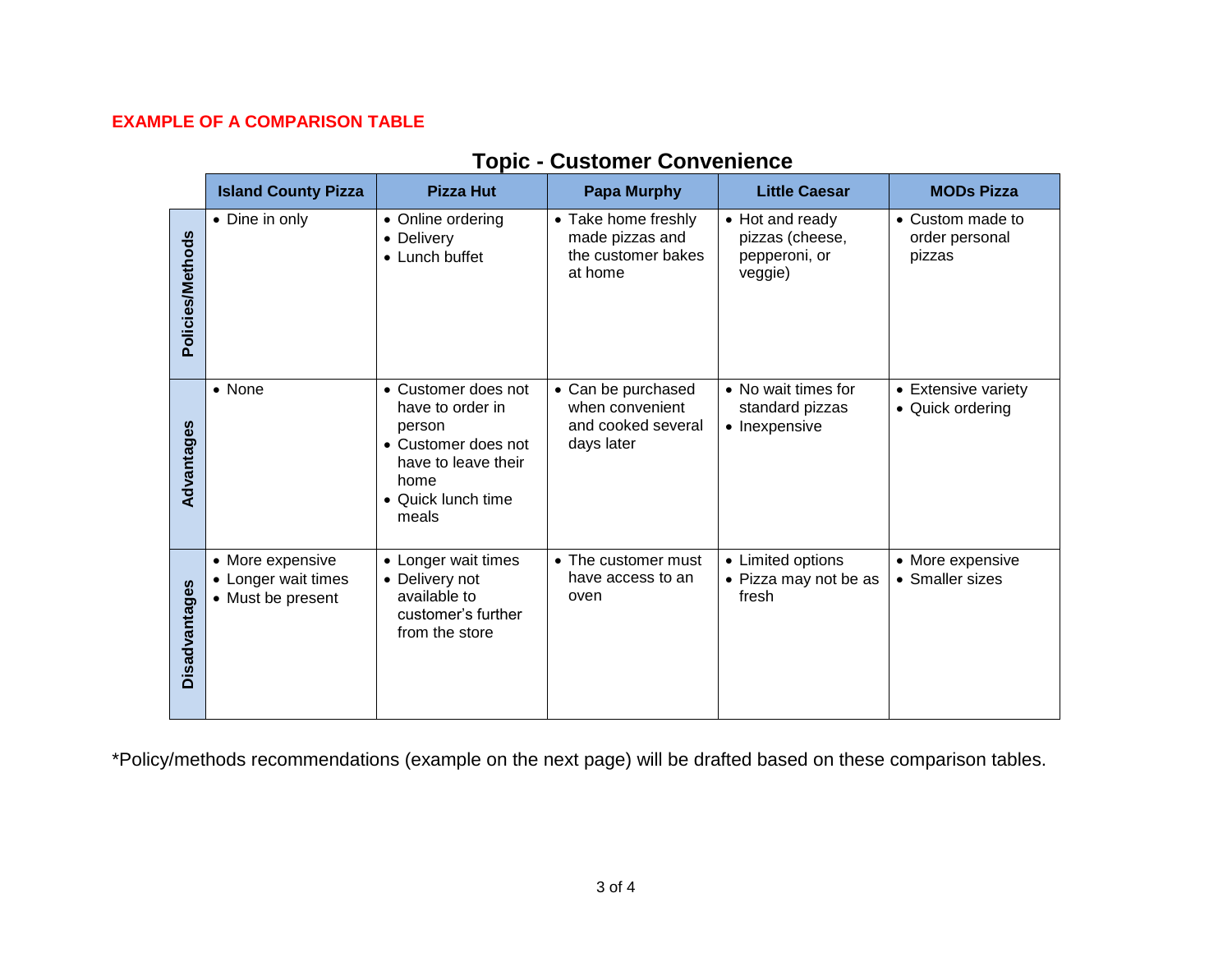**EXAMPLE OF A COMPARISON TABLE**

## Topic - Customer Convenience

| | Island County Pizza | Pizza Hut | Papa Murphy | Little Caesar | MODs Pizza |
|---|---|---|---|---|---|
| **Policies/Methods** | • Dine in only | • Online ordering<br>• Delivery<br>• Lunch buffet | • Take home freshly made pizzas and the customer bakes at home | • Hot and ready pizzas (cheese, pepperoni, or veggie) | • Custom made to order personal pizzas |
| **Advantages** | • None | • Customer does not have to order in person<br>• Customer does not have to leave their home<br>• Quick lunch time meals | • Can be purchased when convenient and cooked several days later | • No wait times for standard pizzas<br>• Inexpensive | • Extensive variety<br>• Quick ordering |
| **Disadvantages** | • More expensive<br>• Longer wait times<br>• Must be present | • Longer wait times<br>• Delivery not available to customer's further from the store | • The customer must have access to an oven | • Limited options<br>• Pizza may not be as fresh | • More expensive<br>• Smaller sizes |

*Policy/methods recommendations (example on the next page) will be drafted based on these comparison tables.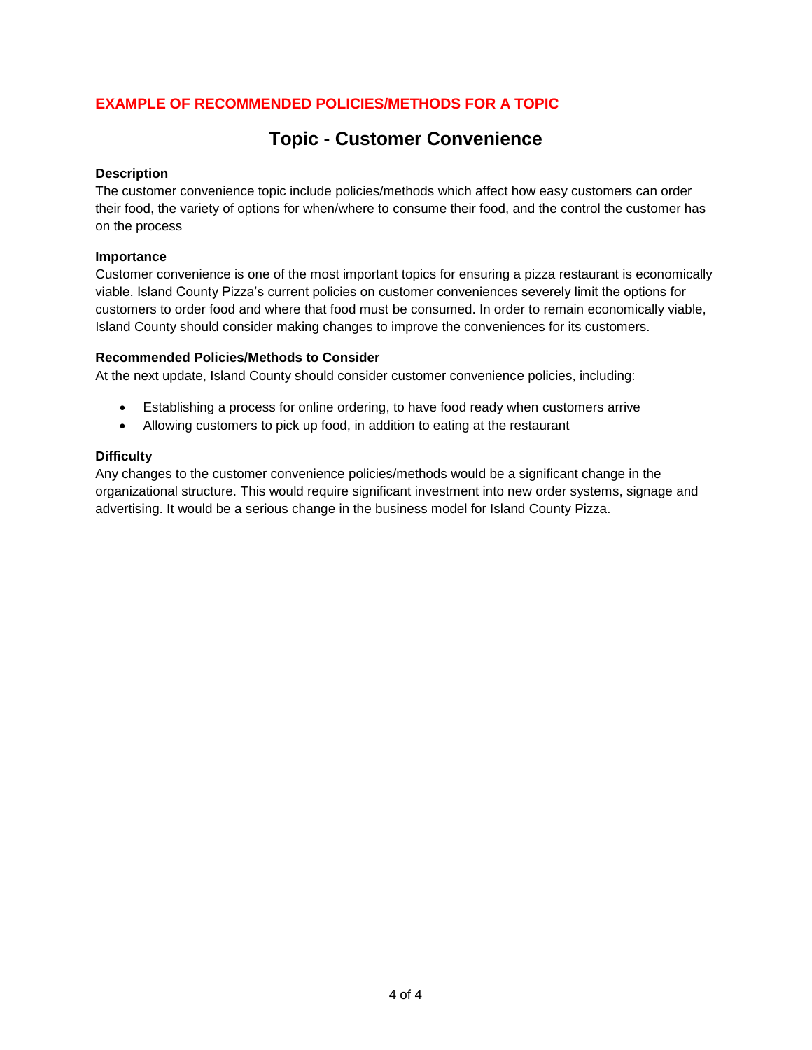**EXAMPLE OF RECOMMENDED POLICIES/METHODS FOR A TOPIC**

# Topic - Customer Convenience

### Description

The customer convenience topic include policies/methods which affect how easy customers can order their food, the variety of options for when/where to consume their food, and the control the customer has on the process

### Importance

Customer convenience is one of the most important topics for ensuring a pizza restaurant is economically viable. Island County Pizza's current policies on customer conveniences severely limit the options for customers to order food and where that food must be consumed. In order to remain economically viable, Island County should consider making changes to improve the conveniences for its customers.

### Recommended Policies/Methods to Consider

At the next update, Island County should consider customer convenience policies, including:

- Establishing a process for online ordering, to have food ready when customers arrive
- Allowing customers to pick up food, in addition to eating at the restaurant

### Difficulty

Any changes to the customer convenience policies/methods would be a significant change in the organizational structure. This would require significant investment into new order systems, signage and advertising. It would be a serious change in the business model for Island County Pizza.